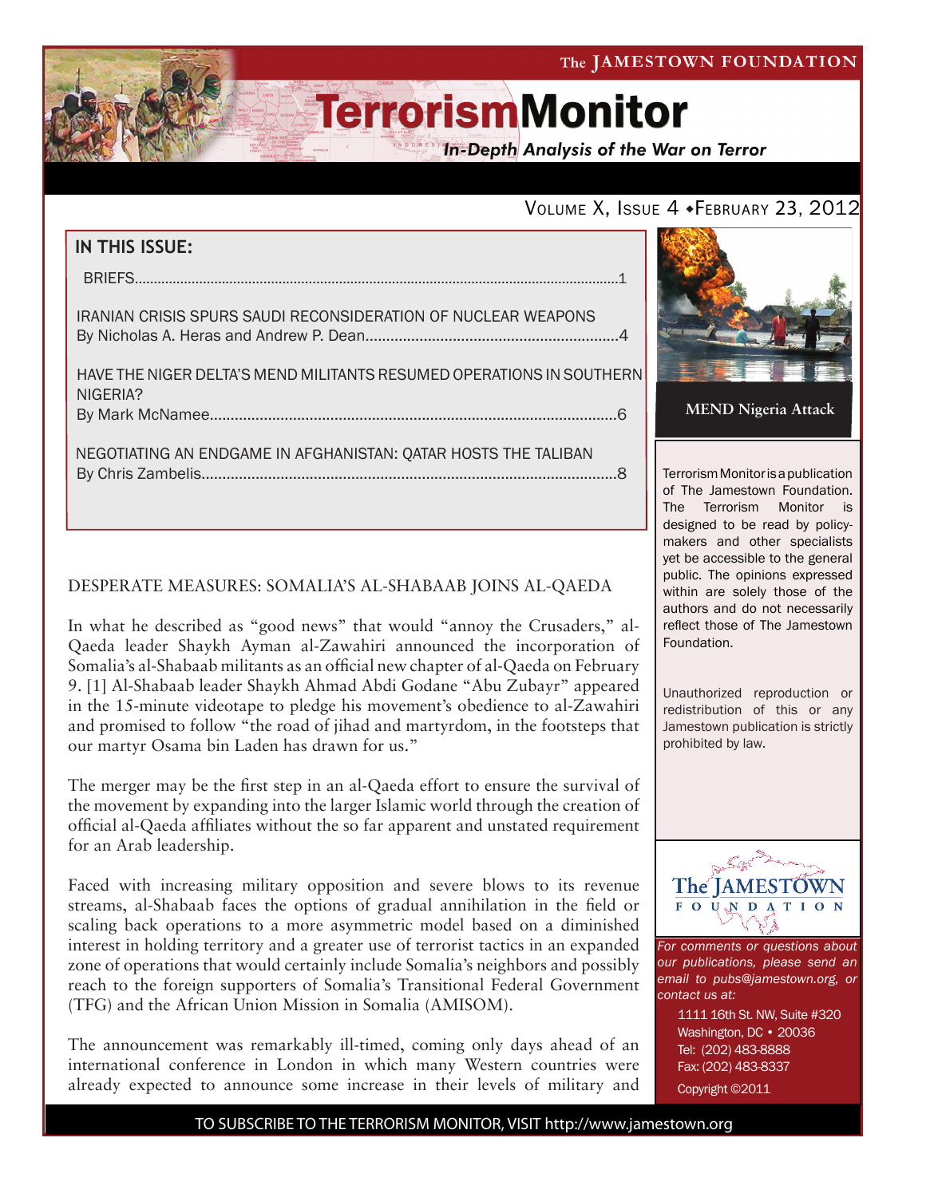The JAMESTOWN FOUNDATION

# TerrorismMonitor

*In-Depth Analysis of the War on Terror*

VOLUME X, ISSUE 4 • FEBRUARY 23, 2012

## IN THIS ISSUE:

BRIEFS....................................................................................................................1

IRANIAN CRISIS SPURS SAUDI RECONSIDERATION OF NUCLEAR WEAPONS
By Nicholas A. Heras and Andrew P. Dean............................................................4

HAVE THE NIGER DELTA'S MEND MILITANTS RESUMED OPERATIONS IN SOUTHERN NIGERIA?
By Mark McNamee................................................................................................6

NEGOTIATING AN ENDGAME IN AFGHANISTAN: QATAR HOSTS THE TALIBAN
By Chris Zambelis...................................................................................................8

MEND Nigeria Attack

Terrorism Monitor is a publication of The Jamestown Foundation. The Terrorism Monitor is designed to be read by policy-makers and other specialists yet be accessible to the general public. The opinions expressed within are solely those of the authors and do not necessarily reflect those of The Jamestown Foundation.

Unauthorized reproduction or redistribution of this or any Jamestown publication is strictly prohibited by law.

## DESPERATE MEASURES: SOMALIA'S AL-SHABAAB JOINS AL-QAEDA

In what he described as "good news" that would "annoy the Crusaders," al-Qaeda leader Shaykh Ayman al-Zawahiri announced the incorporation of Somalia's al-Shabaab militants as an official new chapter of al-Qaeda on February 9. [1] Al-Shabaab leader Shaykh Ahmad Abdi Godane "Abu Zubayr" appeared in the 15-minute videotape to pledge his movement's obedience to al-Zawahiri and promised to follow "the road of jihad and martyrdom, in the footsteps that our martyr Osama bin Laden has drawn for us."

The merger may be the first step in an al-Qaeda effort to ensure the survival of the movement by expanding into the larger Islamic world through the creation of official al-Qaeda affiliates without the so far apparent and unstated requirement for an Arab leadership.

Faced with increasing military opposition and severe blows to its revenue streams, al-Shabaab faces the options of gradual annihilation in the field or scaling back operations to a more asymmetric model based on a diminished interest in holding territory and a greater use of terrorist tactics in an expanded zone of operations that would certainly include Somalia's neighbors and possibly reach to the foreign supporters of Somalia's Transitional Federal Government (TFG) and the African Union Mission in Somalia (AMISOM).

The announcement was remarkably ill-timed, coming only days ahead of an international conference in London in which many Western countries were already expected to announce some increase in their levels of military and

The JAMESTOWN FOUNDATION

*For comments or questions about our publications, please send an email to pubs@jamestown.org, or contact us at:*

1111 16th St. NW, Suite #320
Washington, DC • 20036
Tel: (202) 483-8888
Fax: (202) 483-8337
Copyright ©2011

TO SUBSCRIBE TO THE TERRORISM MONITOR, VISIT http://www.jamestown.org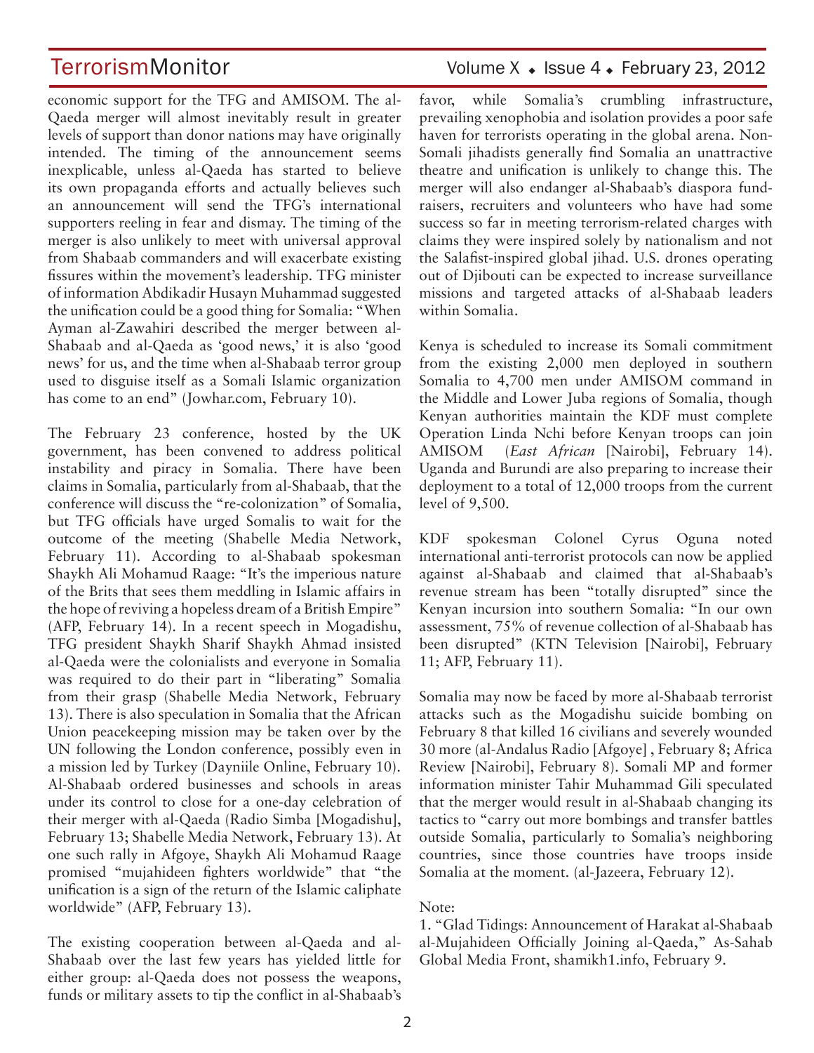economic support for the TFG and AMISOM. The al-Qaeda merger will almost inevitably result in greater levels of support than donor nations may have originally intended. The timing of the announcement seems inexplicable, unless al-Qaeda has started to believe its own propaganda efforts and actually believes such an announcement will send the TFG's international supporters reeling in fear and dismay. The timing of the merger is also unlikely to meet with universal approval from Shabaab commanders and will exacerbate existing fissures within the movement's leadership. TFG minister of information Abdikadir Husayn Muhammad suggested the unification could be a good thing for Somalia: "When Ayman al-Zawahiri described the merger between al-Shabaab and al-Qaeda as 'good news,' it is also 'good news' for us, and the time when al-Shabaab terror group used to disguise itself as a Somali Islamic organization has come to an end" (Jowhar.com, February 10).

The February 23 conference, hosted by the UK government, has been convened to address political instability and piracy in Somalia. There have been claims in Somalia, particularly from al-Shabaab, that the conference will discuss the "re-colonization" of Somalia, but TFG officials have urged Somalis to wait for the outcome of the meeting (Shabelle Media Network, February 11). According to al-Shabaab spokesman Shaykh Ali Mohamud Raage: "It's the imperious nature of the Brits that sees them meddling in Islamic affairs in the hope of reviving a hopeless dream of a British Empire" (AFP, February 14). In a recent speech in Mogadishu, TFG president Shaykh Sharif Shaykh Ahmad insisted al-Qaeda were the colonialists and everyone in Somalia was required to do their part in "liberating" Somalia from their grasp (Shabelle Media Network, February 13). There is also speculation in Somalia that the African Union peacekeeping mission may be taken over by the UN following the London conference, possibly even in a mission led by Turkey (Dayniile Online, February 10). Al-Shabaab ordered businesses and schools in areas under its control to close for a one-day celebration of their merger with al-Qaeda (Radio Simba [Mogadishu], February 13; Shabelle Media Network, February 13). At one such rally in Afgoye, Shaykh Ali Mohamud Raage promised "mujahideen fighters worldwide" that "the unification is a sign of the return of the Islamic caliphate worldwide" (AFP, February 13).

The existing cooperation between al-Qaeda and al-Shabaab over the last few years has yielded little for either group: al-Qaeda does not possess the weapons, funds or military assets to tip the conflict in al-Shabaab's favor, while Somalia's crumbling infrastructure, prevailing xenophobia and isolation provides a poor safe haven for terrorists operating in the global arena. Non-Somali jihadists generally find Somalia an unattractive theatre and unification is unlikely to change this. The merger will also endanger al-Shabaab's diaspora fund-raisers, recruiters and volunteers who have had some success so far in meeting terrorism-related charges with claims they were inspired solely by nationalism and not the Salafist-inspired global jihad. U.S. drones operating out of Djibouti can be expected to increase surveillance missions and targeted attacks of al-Shabaab leaders within Somalia.

Kenya is scheduled to increase its Somali commitment from the existing 2,000 men deployed in southern Somalia to 4,700 men under AMISOM command in the Middle and Lower Juba regions of Somalia, though Kenyan authorities maintain the KDF must complete Operation Linda Nchi before Kenyan troops can join AMISOM (*East African* [Nairobi], February 14). Uganda and Burundi are also preparing to increase their deployment to a total of 12,000 troops from the current level of 9,500.

KDF spokesman Colonel Cyrus Oguna noted international anti-terrorist protocols can now be applied against al-Shabaab and claimed that al-Shabaab's revenue stream has been "totally disrupted" since the Kenyan incursion into southern Somalia: "In our own assessment, 75% of revenue collection of al-Shabaab has been disrupted" (KTN Television [Nairobi], February 11; AFP, February 11).

Somalia may now be faced by more al-Shabaab terrorist attacks such as the Mogadishu suicide bombing on February 8 that killed 16 civilians and severely wounded 30 more (al-Andalus Radio [Afgoye] , February 8; Africa Review [Nairobi], February 8). Somali MP and former information minister Tahir Muhammad Gili speculated that the merger would result in al-Shabaab changing its tactics to "carry out more bombings and transfer battles outside Somalia, particularly to Somalia's neighboring countries, since those countries have troops inside Somalia at the moment. (al-Jazeera, February 12).

Note:

1. "Glad Tidings: Announcement of Harakat al-Shabaab al-Mujahideen Officially Joining al-Qaeda," As-Sahab Global Media Front, shamikh1.info, February 9.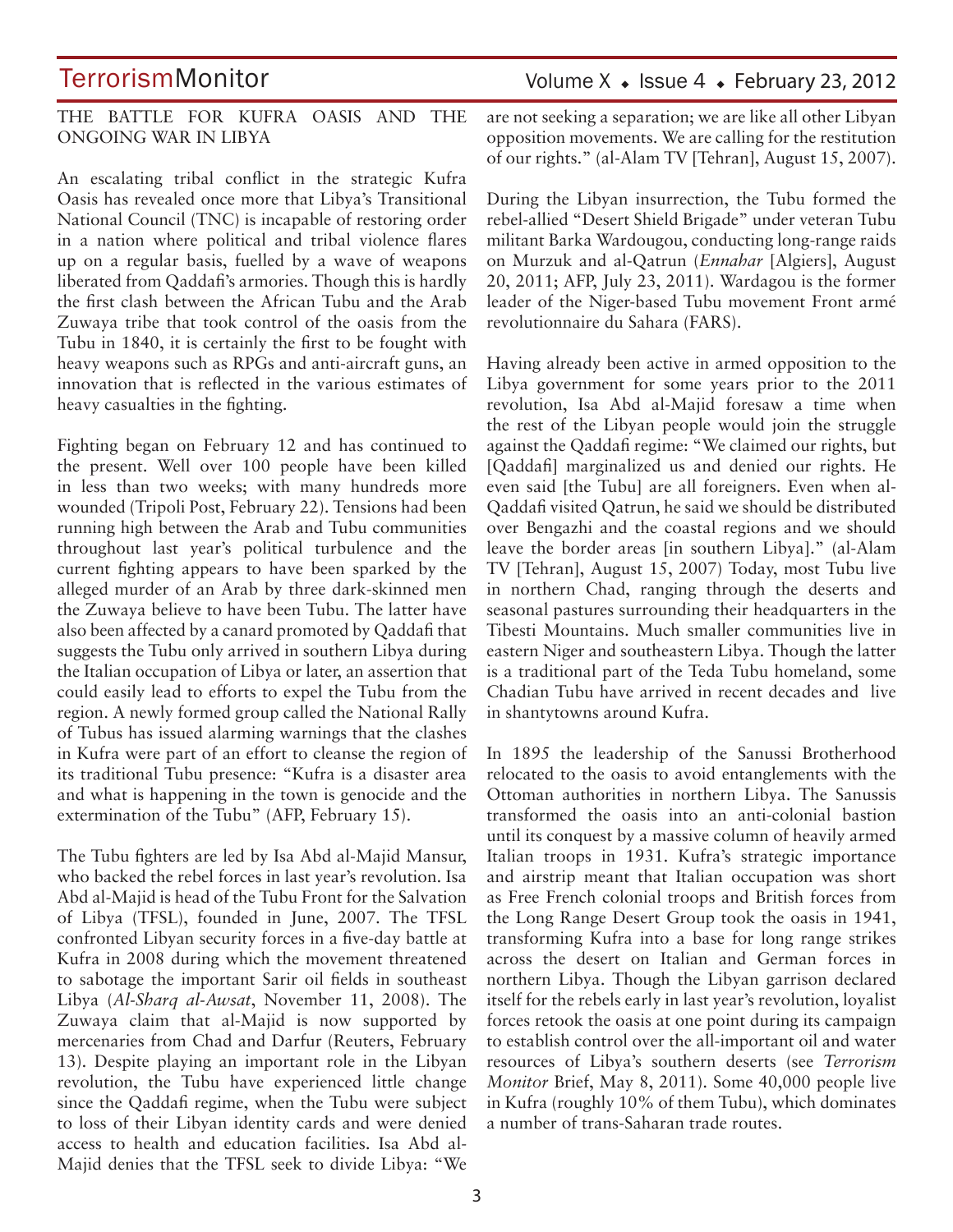## THE BATTLE FOR KUFRA OASIS AND THE ONGOING WAR IN LIBYA

An escalating tribal conflict in the strategic Kufra Oasis has revealed once more that Libya's Transitional National Council (TNC) is incapable of restoring order in a nation where political and tribal violence flares up on a regular basis, fuelled by a wave of weapons liberated from Qaddafi's armories. Though this is hardly the first clash between the African Tubu and the Arab Zuwaya tribe that took control of the oasis from the Tubu in 1840, it is certainly the first to be fought with heavy weapons such as RPGs and anti-aircraft guns, an innovation that is reflected in the various estimates of heavy casualties in the fighting.

Fighting began on February 12 and has continued to the present. Well over 100 people have been killed in less than two weeks; with many hundreds more wounded (Tripoli Post, February 22). Tensions had been running high between the Arab and Tubu communities throughout last year's political turbulence and the current fighting appears to have been sparked by the alleged murder of an Arab by three dark-skinned men the Zuwaya believe to have been Tubu. The latter have also been affected by a canard promoted by Qaddafi that suggests the Tubu only arrived in southern Libya during the Italian occupation of Libya or later, an assertion that could easily lead to efforts to expel the Tubu from the region. A newly formed group called the National Rally of Tubus has issued alarming warnings that the clashes in Kufra were part of an effort to cleanse the region of its traditional Tubu presence: "Kufra is a disaster area and what is happening in the town is genocide and the extermination of the Tubu" (AFP, February 15).

The Tubu fighters are led by Isa Abd al-Majid Mansur, who backed the rebel forces in last year's revolution. Isa Abd al-Majid is head of the Tubu Front for the Salvation of Libya (TFSL), founded in June, 2007. The TFSL confronted Libyan security forces in a five-day battle at Kufra in 2008 during which the movement threatened to sabotage the important Sarir oil fields in southeast Libya (*Al-Sharq al-Awsat*, November 11, 2008). The Zuwaya claim that al-Majid is now supported by mercenaries from Chad and Darfur (Reuters, February 13). Despite playing an important role in the Libyan revolution, the Tubu have experienced little change since the Qaddafi regime, when the Tubu were subject to loss of their Libyan identity cards and were denied access to health and education facilities. Isa Abd al-Majid denies that the TFSL seek to divide Libya: "We are not seeking a separation; we are like all other Libyan opposition movements. We are calling for the restitution of our rights." (al-Alam TV [Tehran], August 15, 2007).

During the Libyan insurrection, the Tubu formed the rebel-allied "Desert Shield Brigade" under veteran Tubu militant Barka Wardougou, conducting long-range raids on Murzuk and al-Qatrun (*Ennahar* [Algiers], August 20, 2011; AFP, July 23, 2011). Wardagou is the former leader of the Niger-based Tubu movement Front armé revolutionnaire du Sahara (FARS).

Having already been active in armed opposition to the Libya government for some years prior to the 2011 revolution, Isa Abd al-Majid foresaw a time when the rest of the Libyan people would join the struggle against the Qaddafi regime: "We claimed our rights, but [Qaddafi] marginalized us and denied our rights. He even said [the Tubu] are all foreigners. Even when al-Qaddafi visited Qatrun, he said we should be distributed over Bengazhi and the coastal regions and we should leave the border areas [in southern Libya]." (al-Alam TV [Tehran], August 15, 2007) Today, most Tubu live in northern Chad, ranging through the deserts and seasonal pastures surrounding their headquarters in the Tibesti Mountains. Much smaller communities live in eastern Niger and southeastern Libya. Though the latter is a traditional part of the Teda Tubu homeland, some Chadian Tubu have arrived in recent decades and live in shantytowns around Kufra.

In 1895 the leadership of the Sanussi Brotherhood relocated to the oasis to avoid entanglements with the Ottoman authorities in northern Libya. The Sanussis transformed the oasis into an anti-colonial bastion until its conquest by a massive column of heavily armed Italian troops in 1931. Kufra's strategic importance and airstrip meant that Italian occupation was short as Free French colonial troops and British forces from the Long Range Desert Group took the oasis in 1941, transforming Kufra into a base for long range strikes across the desert on Italian and German forces in northern Libya. Though the Libyan garrison declared itself for the rebels early in last year's revolution, loyalist forces retook the oasis at one point during its campaign to establish control over the all-important oil and water resources of Libya's southern deserts (see *Terrorism Monitor* Brief, May 8, 2011). Some 40,000 people live in Kufra (roughly 10% of them Tubu), which dominates a number of trans-Saharan trade routes.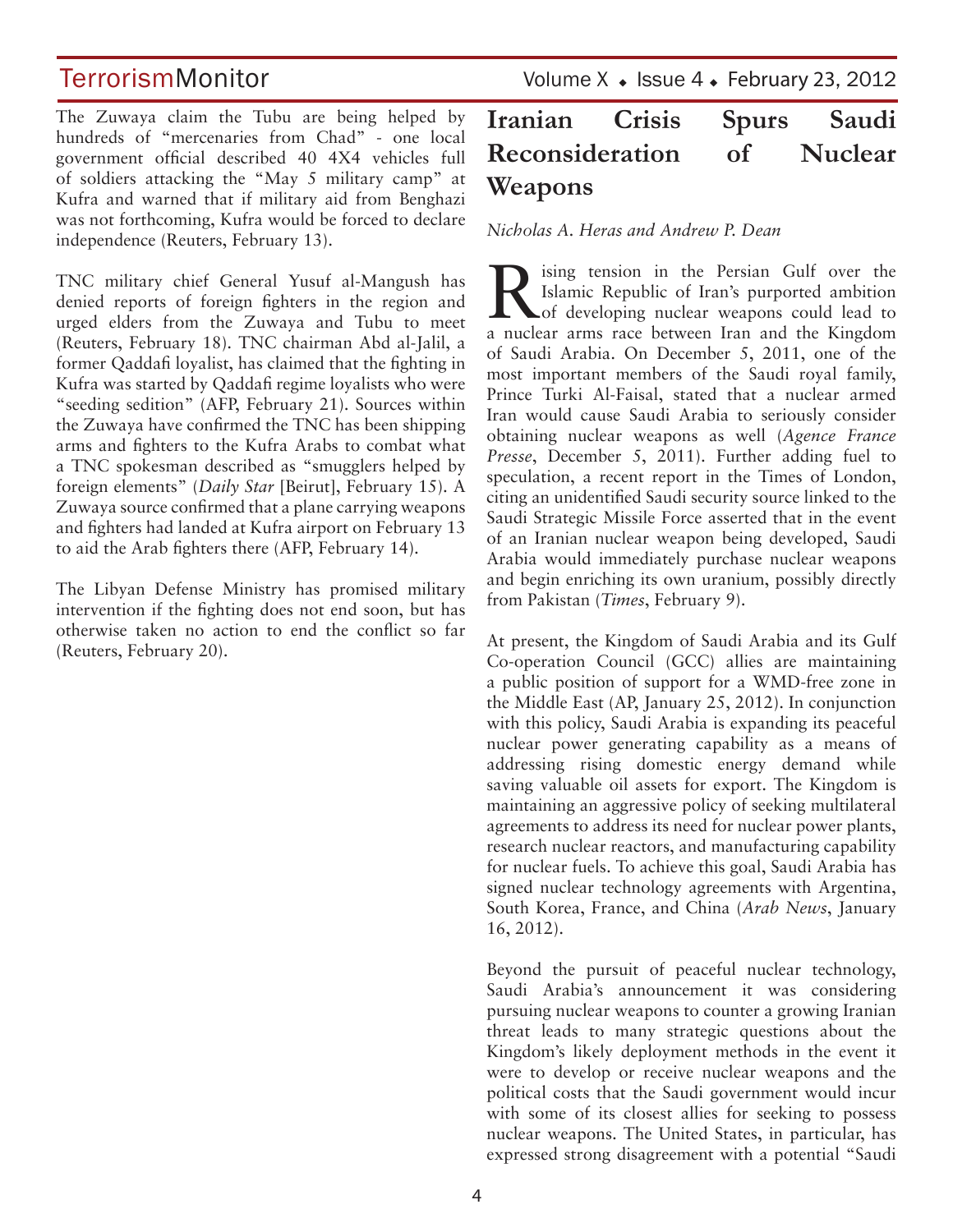The Zuwaya claim the Tubu are being helped by hundreds of "mercenaries from Chad" - one local government official described 40 4X4 vehicles full of soldiers attacking the "May 5 military camp" at Kufra and warned that if military aid from Benghazi was not forthcoming, Kufra would be forced to declare independence (Reuters, February 13).

TNC military chief General Yusuf al-Mangush has denied reports of foreign fighters in the region and urged elders from the Zuwaya and Tubu to meet (Reuters, February 18). TNC chairman Abd al-Jalil, a former Qaddafi loyalist, has claimed that the fighting in Kufra was started by Qaddafi regime loyalists who were "seeding sedition" (AFP, February 21). Sources within the Zuwaya have confirmed the TNC has been shipping arms and fighters to the Kufra Arabs to combat what a TNC spokesman described as "smugglers helped by foreign elements" (*Daily Star* [Beirut], February 15). A Zuwaya source confirmed that a plane carrying weapons and fighters had landed at Kufra airport on February 13 to aid the Arab fighters there (AFP, February 14).

The Libyan Defense Ministry has promised military intervention if the fighting does not end soon, but has otherwise taken no action to end the conflict so far (Reuters, February 20).

# Iranian Crisis Spurs Saudi Reconsideration of Nuclear Weapons

*Nicholas A. Heras and Andrew P. Dean*

Rising tension in the Persian Gulf over the Islamic Republic of Iran's purported ambition of developing nuclear weapons could lead to a nuclear arms race between Iran and the Kingdom of Saudi Arabia. On December 5, 2011, one of the most important members of the Saudi royal family, Prince Turki Al-Faisal, stated that a nuclear armed Iran would cause Saudi Arabia to seriously consider obtaining nuclear weapons as well (*Agence France Presse*, December 5, 2011). Further adding fuel to speculation, a recent report in the Times of London, citing an unidentified Saudi security source linked to the Saudi Strategic Missile Force asserted that in the event of an Iranian nuclear weapon being developed, Saudi Arabia would immediately purchase nuclear weapons and begin enriching its own uranium, possibly directly from Pakistan (*Times*, February 9).

At present, the Kingdom of Saudi Arabia and its Gulf Co-operation Council (GCC) allies are maintaining a public position of support for a WMD-free zone in the Middle East (AP, January 25, 2012). In conjunction with this policy, Saudi Arabia is expanding its peaceful nuclear power generating capability as a means of addressing rising domestic energy demand while saving valuable oil assets for export. The Kingdom is maintaining an aggressive policy of seeking multilateral agreements to address its need for nuclear power plants, research nuclear reactors, and manufacturing capability for nuclear fuels. To achieve this goal, Saudi Arabia has signed nuclear technology agreements with Argentina, South Korea, France, and China (*Arab News*, January 16, 2012).

Beyond the pursuit of peaceful nuclear technology, Saudi Arabia's announcement it was considering pursuing nuclear weapons to counter a growing Iranian threat leads to many strategic questions about the Kingdom's likely deployment methods in the event it were to develop or receive nuclear weapons and the political costs that the Saudi government would incur with some of its closest allies for seeking to possess nuclear weapons. The United States, in particular, has expressed strong disagreement with a potential "Saudi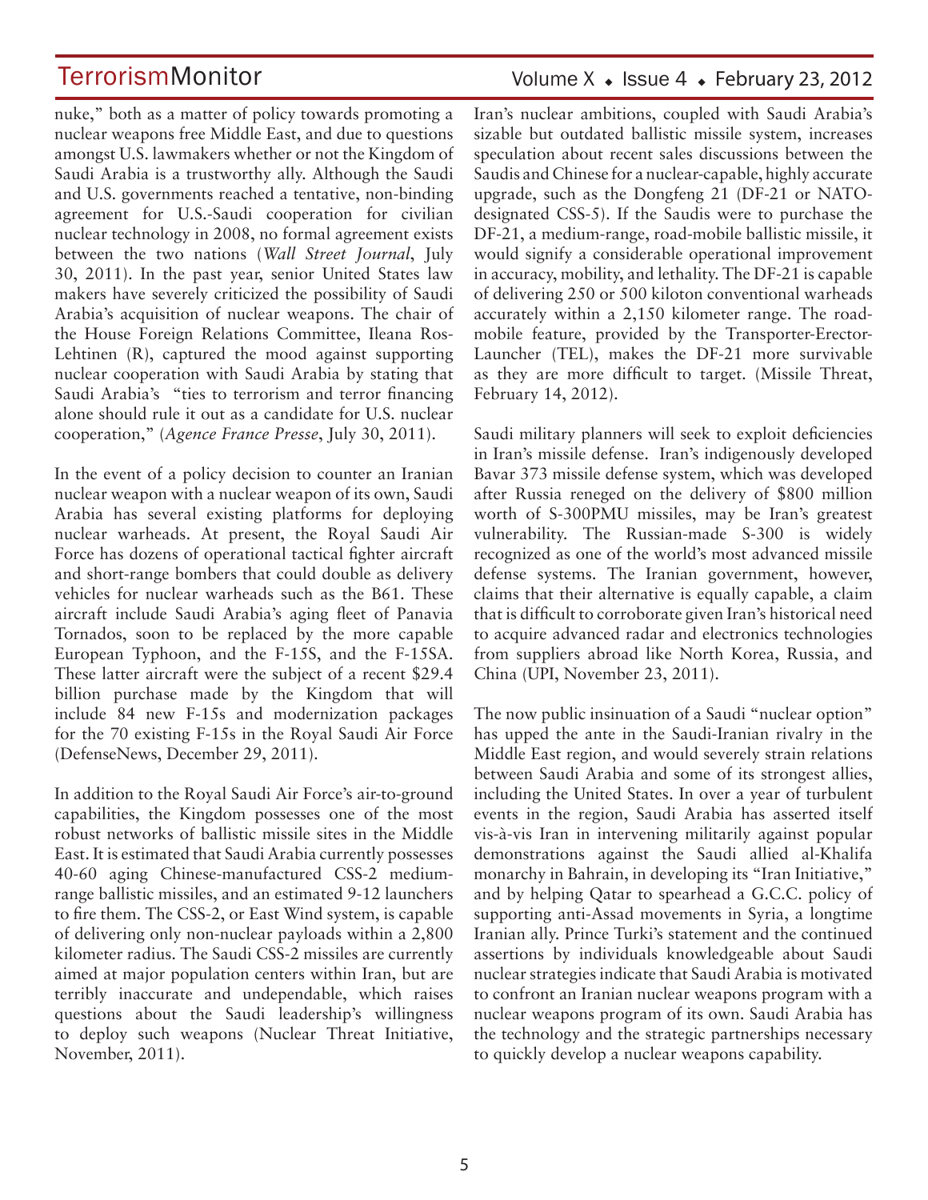nuke," both as a matter of policy towards promoting a nuclear weapons free Middle East, and due to questions amongst U.S. lawmakers whether or not the Kingdom of Saudi Arabia is a trustworthy ally. Although the Saudi and U.S. governments reached a tentative, non-binding agreement for U.S.-Saudi cooperation for civilian nuclear technology in 2008, no formal agreement exists between the two nations (*Wall Street Journal*, July 30, 2011). In the past year, senior United States law makers have severely criticized the possibility of Saudi Arabia's acquisition of nuclear weapons. The chair of the House Foreign Relations Committee, Ileana Ros-Lehtinen (R), captured the mood against supporting nuclear cooperation with Saudi Arabia by stating that Saudi Arabia's "ties to terrorism and terror financing alone should rule it out as a candidate for U.S. nuclear cooperation," (*Agence France Presse*, July 30, 2011).

In the event of a policy decision to counter an Iranian nuclear weapon with a nuclear weapon of its own, Saudi Arabia has several existing platforms for deploying nuclear warheads. At present, the Royal Saudi Air Force has dozens of operational tactical fighter aircraft and short-range bombers that could double as delivery vehicles for nuclear warheads such as the B61. These aircraft include Saudi Arabia's aging fleet of Panavia Tornados, soon to be replaced by the more capable European Typhoon, and the F-15S, and the F-15SA. These latter aircraft were the subject of a recent $29.4 billion purchase made by the Kingdom that will include 84 new F-15s and modernization packages for the 70 existing F-15s in the Royal Saudi Air Force (DefenseNews, December 29, 2011).

In addition to the Royal Saudi Air Force's air-to-ground capabilities, the Kingdom possesses one of the most robust networks of ballistic missile sites in the Middle East. It is estimated that Saudi Arabia currently possesses 40-60 aging Chinese-manufactured CSS-2 medium-range ballistic missiles, and an estimated 9-12 launchers to fire them. The CSS-2, or East Wind system, is capable of delivering only non-nuclear payloads within a 2,800 kilometer radius. The Saudi CSS-2 missiles are currently aimed at major population centers within Iran, but are terribly inaccurate and undependable, which raises questions about the Saudi leadership's willingness to deploy such weapons (Nuclear Threat Initiative, November, 2011).

Iran's nuclear ambitions, coupled with Saudi Arabia's sizable but outdated ballistic missile system, increases speculation about recent sales discussions between the Saudis and Chinese for a nuclear-capable, highly accurate upgrade, such as the Dongfeng 21 (DF-21 or NATO-designated CSS-5). If the Saudis were to purchase the DF-21, a medium-range, road-mobile ballistic missile, it would signify a considerable operational improvement in accuracy, mobility, and lethality. The DF-21 is capable of delivering 250 or 500 kiloton conventional warheads accurately within a 2,150 kilometer range. The road-mobile feature, provided by the Transporter-Erector-Launcher (TEL), makes the DF-21 more survivable as they are more difficult to target. (Missile Threat, February 14, 2012).

Saudi military planners will seek to exploit deficiencies in Iran's missile defense. Iran's indigenously developed Bavar 373 missile defense system, which was developed after Russia reneged on the delivery of $800 million worth of S-300PMU missiles, may be Iran's greatest vulnerability. The Russian-made S-300 is widely recognized as one of the world's most advanced missile defense systems. The Iranian government, however, claims that their alternative is equally capable, a claim that is difficult to corroborate given Iran's historical need to acquire advanced radar and electronics technologies from suppliers abroad like North Korea, Russia, and China (UPI, November 23, 2011).

The now public insinuation of a Saudi "nuclear option" has upped the ante in the Saudi-Iranian rivalry in the Middle East region, and would severely strain relations between Saudi Arabia and some of its strongest allies, including the United States. In over a year of turbulent events in the region, Saudi Arabia has asserted itself vis-à-vis Iran in intervening militarily against popular demonstrations against the Saudi allied al-Khalifa monarchy in Bahrain, in developing its "Iran Initiative," and by helping Qatar to spearhead a G.C.C. policy of supporting anti-Assad movements in Syria, a longtime Iranian ally. Prince Turki's statement and the continued assertions by individuals knowledgeable about Saudi nuclear strategies indicate that Saudi Arabia is motivated to confront an Iranian nuclear weapons program with a nuclear weapons program of its own. Saudi Arabia has the technology and the strategic partnerships necessary to quickly develop a nuclear weapons capability.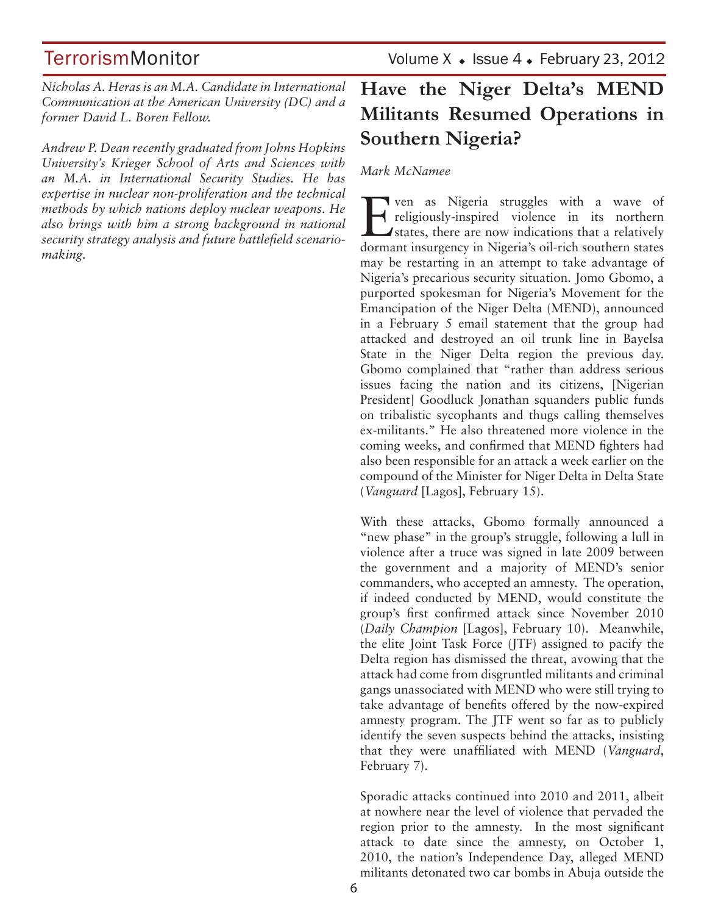*Nicholas A. Heras is an M.A. Candidate in International Communication at the American University (DC) and a former David L. Boren Fellow.*

*Andrew P. Dean recently graduated from Johns Hopkins University's Krieger School of Arts and Sciences with an M.A. in International Security Studies. He has expertise in nuclear non-proliferation and the technical methods by which nations deploy nuclear weapons. He also brings with him a strong background in national security strategy analysis and future battlefield scenario-making.*

# Have the Niger Delta's MEND Militants Resumed Operations in Southern Nigeria?

*Mark McNamee*

Even as Nigeria struggles with a wave of religiously-inspired violence in its northern states, there are now indications that a relatively dormant insurgency in Nigeria's oil-rich southern states may be restarting in an attempt to take advantage of Nigeria's precarious security situation. Jomo Gbomo, a purported spokesman for Nigeria's Movement for the Emancipation of the Niger Delta (MEND), announced in a February 5 email statement that the group had attacked and destroyed an oil trunk line in Bayelsa State in the Niger Delta region the previous day. Gbomo complained that "rather than address serious issues facing the nation and its citizens, [Nigerian President] Goodluck Jonathan squanders public funds on tribalistic sycophants and thugs calling themselves ex-militants." He also threatened more violence in the coming weeks, and confirmed that MEND fighters had also been responsible for an attack a week earlier on the compound of the Minister for Niger Delta in Delta State (*Vanguard* [Lagos], February 15).

With these attacks, Gbomo formally announced a "new phase" in the group's struggle, following a lull in violence after a truce was signed in late 2009 between the government and a majority of MEND's senior commanders, who accepted an amnesty. The operation, if indeed conducted by MEND, would constitute the group's first confirmed attack since November 2010 (*Daily Champion* [Lagos], February 10). Meanwhile, the elite Joint Task Force (JTF) assigned to pacify the Delta region has dismissed the threat, avowing that the attack had come from disgruntled militants and criminal gangs unassociated with MEND who were still trying to take advantage of benefits offered by the now-expired amnesty program. The JTF went so far as to publicly identify the seven suspects behind the attacks, insisting that they were unaffiliated with MEND (*Vanguard*, February 7).

Sporadic attacks continued into 2010 and 2011, albeit at nowhere near the level of violence that pervaded the region prior to the amnesty. In the most significant attack to date since the amnesty, on October 1, 2010, the nation's Independence Day, alleged MEND militants detonated two car bombs in Abuja outside the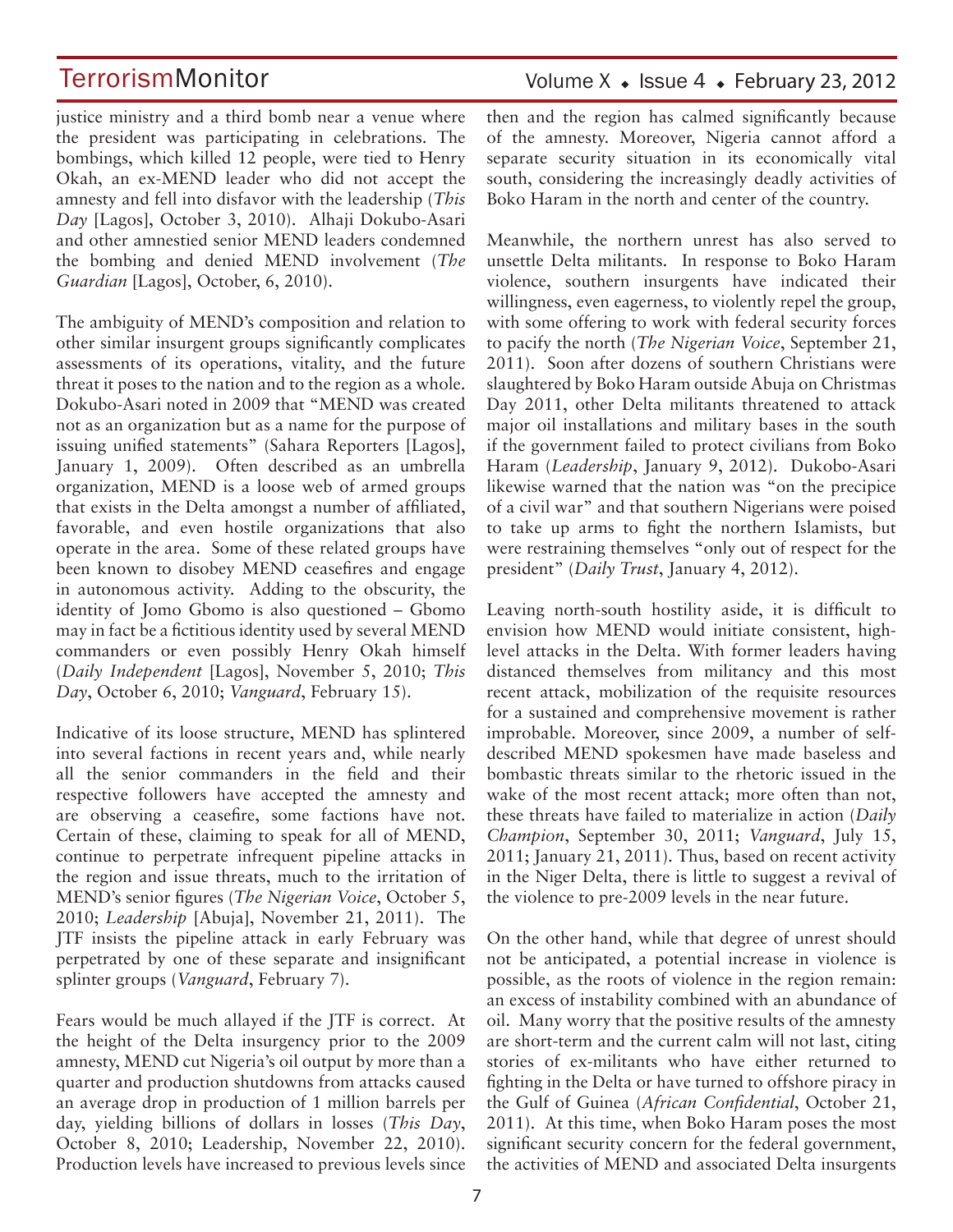justice ministry and a third bomb near a venue where the president was participating in celebrations. The bombings, which killed 12 people, were tied to Henry Okah, an ex-MEND leader who did not accept the amnesty and fell into disfavor with the leadership (*This Day* [Lagos], October 3, 2010). Alhaji Dokubo-Asari and other amnestied senior MEND leaders condemned the bombing and denied MEND involvement (*The Guardian* [Lagos], October, 6, 2010).

The ambiguity of MEND's composition and relation to other similar insurgent groups significantly complicates assessments of its operations, vitality, and the future threat it poses to the nation and to the region as a whole. Dokubo-Asari noted in 2009 that "MEND was created not as an organization but as a name for the purpose of issuing unified statements" (Sahara Reporters [Lagos], January 1, 2009). Often described as an umbrella organization, MEND is a loose web of armed groups that exists in the Delta amongst a number of affiliated, favorable, and even hostile organizations that also operate in the area. Some of these related groups have been known to disobey MEND ceasefires and engage in autonomous activity. Adding to the obscurity, the identity of Jomo Gbomo is also questioned – Gbomo may in fact be a fictitious identity used by several MEND commanders or even possibly Henry Okah himself (*Daily Independent* [Lagos], November 5, 2010; *This Day*, October 6, 2010; *Vanguard*, February 15).

Indicative of its loose structure, MEND has splintered into several factions in recent years and, while nearly all the senior commanders in the field and their respective followers have accepted the amnesty and are observing a ceasefire, some factions have not. Certain of these, claiming to speak for all of MEND, continue to perpetrate infrequent pipeline attacks in the region and issue threats, much to the irritation of MEND's senior figures (*The Nigerian Voice*, October 5, 2010; *Leadership* [Abuja], November 21, 2011). The JTF insists the pipeline attack in early February was perpetrated by one of these separate and insignificant splinter groups (*Vanguard*, February 7).

Fears would be much allayed if the JTF is correct. At the height of the Delta insurgency prior to the 2009 amnesty, MEND cut Nigeria's oil output by more than a quarter and production shutdowns from attacks caused an average drop in production of 1 million barrels per day, yielding billions of dollars in losses (*This Day*, October 8, 2010; Leadership, November 22, 2010). Production levels have increased to previous levels since then and the region has calmed significantly because of the amnesty. Moreover, Nigeria cannot afford a separate security situation in its economically vital south, considering the increasingly deadly activities of Boko Haram in the north and center of the country.

Meanwhile, the northern unrest has also served to unsettle Delta militants. In response to Boko Haram violence, southern insurgents have indicated their willingness, even eagerness, to violently repel the group, with some offering to work with federal security forces to pacify the north (*The Nigerian Voice*, September 21, 2011). Soon after dozens of southern Christians were slaughtered by Boko Haram outside Abuja on Christmas Day 2011, other Delta militants threatened to attack major oil installations and military bases in the south if the government failed to protect civilians from Boko Haram (*Leadership*, January 9, 2012). Dukobo-Asari likewise warned that the nation was "on the precipice of a civil war" and that southern Nigerians were poised to take up arms to fight the northern Islamists, but were restraining themselves "only out of respect for the president" (*Daily Trust*, January 4, 2012).

Leaving north-south hostility aside, it is difficult to envision how MEND would initiate consistent, high-level attacks in the Delta. With former leaders having distanced themselves from militancy and this most recent attack, mobilization of the requisite resources for a sustained and comprehensive movement is rather improbable. Moreover, since 2009, a number of self-described MEND spokesmen have made baseless and bombastic threats similar to the rhetoric issued in the wake of the most recent attack; more often than not, these threats have failed to materialize in action (*Daily Champion*, September 30, 2011; *Vanguard*, July 15, 2011; January 21, 2011). Thus, based on recent activity in the Niger Delta, there is little to suggest a revival of the violence to pre-2009 levels in the near future.

On the other hand, while that degree of unrest should not be anticipated, a potential increase in violence is possible, as the roots of violence in the region remain: an excess of instability combined with an abundance of oil. Many worry that the positive results of the amnesty are short-term and the current calm will not last, citing stories of ex-militants who have either returned to fighting in the Delta or have turned to offshore piracy in the Gulf of Guinea (*African Confidential*, October 21, 2011). At this time, when Boko Haram poses the most significant security concern for the federal government, the activities of MEND and associated Delta insurgents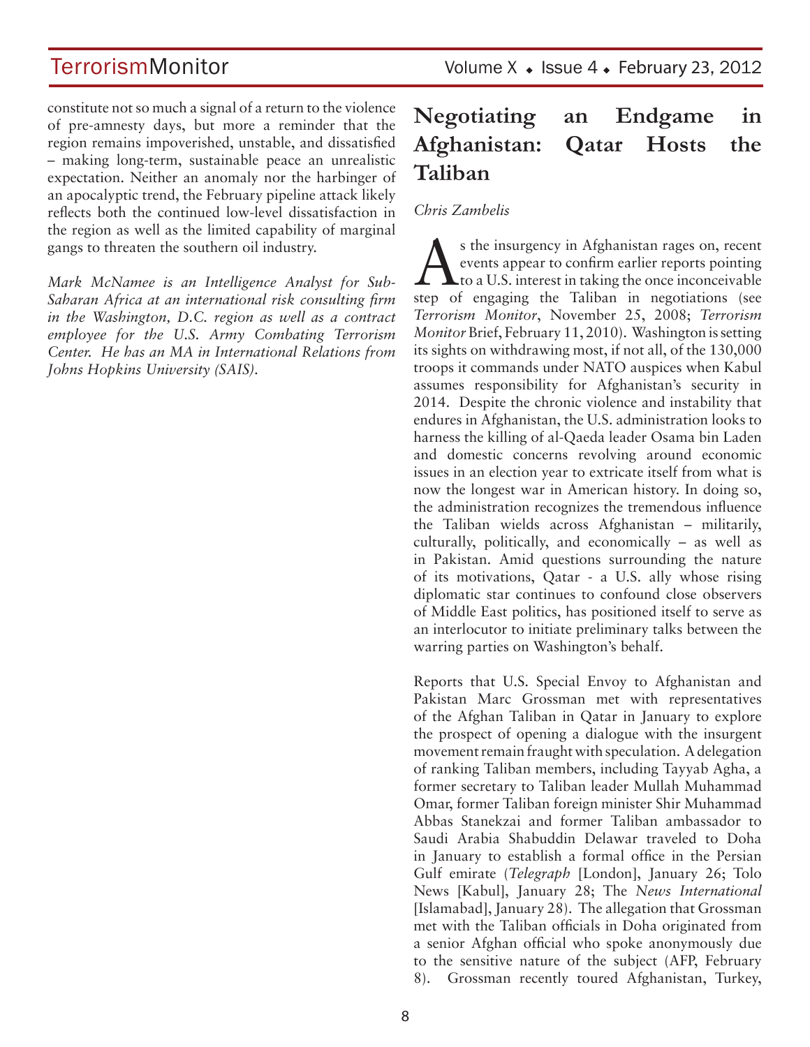constitute not so much a signal of a return to the violence of pre-amnesty days, but more a reminder that the region remains impoverished, unstable, and dissatisfied – making long-term, sustainable peace an unrealistic expectation. Neither an anomaly nor the harbinger of an apocalyptic trend, the February pipeline attack likely reflects both the continued low-level dissatisfaction in the region as well as the limited capability of marginal gangs to threaten the southern oil industry.

*Mark McNamee is an Intelligence Analyst for Sub-Saharan Africa at an international risk consulting firm in the Washington, D.C. region as well as a contract employee for the U.S. Army Combating Terrorism Center. He has an MA in International Relations from Johns Hopkins University (SAIS).*

# Negotiating an Endgame in Afghanistan: Qatar Hosts the Taliban

*Chris Zambelis*

As the insurgency in Afghanistan rages on, recent events appear to confirm earlier reports pointing to a U.S. interest in taking the once inconceivable step of engaging the Taliban in negotiations (see *Terrorism Monitor*, November 25, 2008; *Terrorism Monitor* Brief, February 11, 2010). Washington is setting its sights on withdrawing most, if not all, of the 130,000 troops it commands under NATO auspices when Kabul assumes responsibility for Afghanistan's security in 2014. Despite the chronic violence and instability that endures in Afghanistan, the U.S. administration looks to harness the killing of al-Qaeda leader Osama bin Laden and domestic concerns revolving around economic issues in an election year to extricate itself from what is now the longest war in American history. In doing so, the administration recognizes the tremendous influence the Taliban wields across Afghanistan – militarily, culturally, politically, and economically – as well as in Pakistan. Amid questions surrounding the nature of its motivations, Qatar - a U.S. ally whose rising diplomatic star continues to confound close observers of Middle East politics, has positioned itself to serve as an interlocutor to initiate preliminary talks between the warring parties on Washington's behalf.

Reports that U.S. Special Envoy to Afghanistan and Pakistan Marc Grossman met with representatives of the Afghan Taliban in Qatar in January to explore the prospect of opening a dialogue with the insurgent movement remain fraught with speculation. A delegation of ranking Taliban members, including Tayyab Agha, a former secretary to Taliban leader Mullah Muhammad Omar, former Taliban foreign minister Shir Muhammad Abbas Stanekzai and former Taliban ambassador to Saudi Arabia Shabuddin Delawar traveled to Doha in January to establish a formal office in the Persian Gulf emirate (*Telegraph* [London], January 26; Tolo News [Kabul], January 28; The *News International* [Islamabad], January 28). The allegation that Grossman met with the Taliban officials in Doha originated from a senior Afghan official who spoke anonymously due to the sensitive nature of the subject (AFP, February 8). Grossman recently toured Afghanistan, Turkey,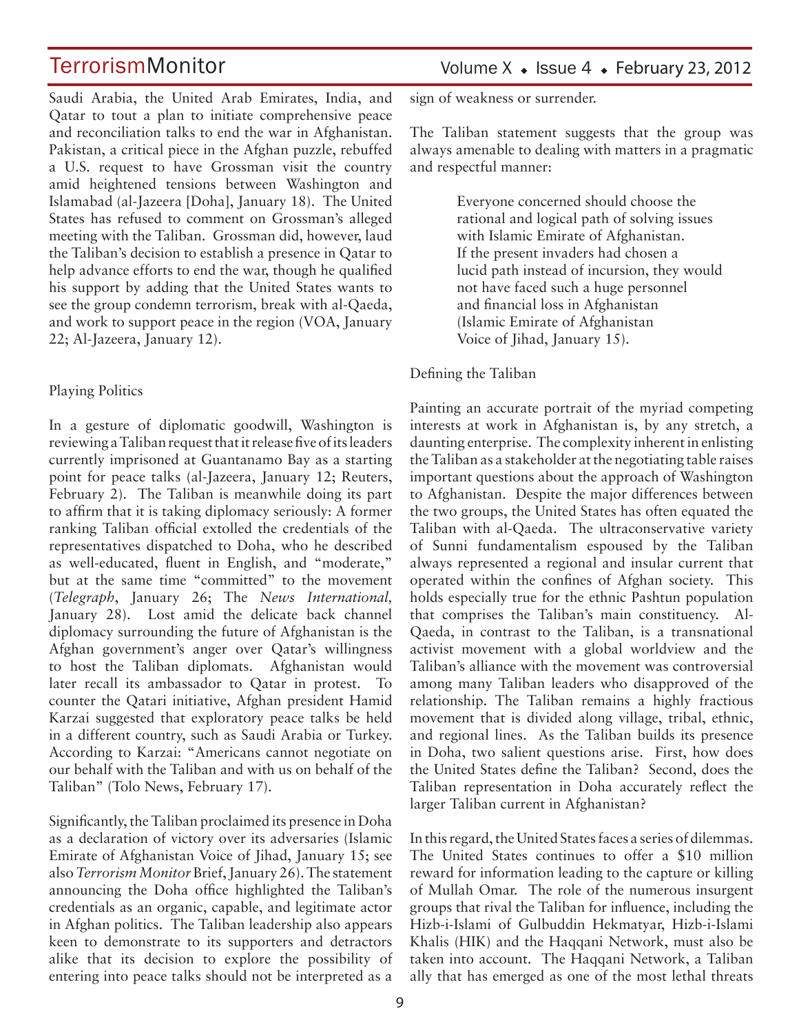Saudi Arabia, the United Arab Emirates, India, and Qatar to tout a plan to initiate comprehensive peace and reconciliation talks to end the war in Afghanistan. Pakistan, a critical piece in the Afghan puzzle, rebuffed a U.S. request to have Grossman visit the country amid heightened tensions between Washington and Islamabad (al-Jazeera [Doha], January 18). The United States has refused to comment on Grossman's alleged meeting with the Taliban. Grossman did, however, laud the Taliban's decision to establish a presence in Qatar to help advance efforts to end the war, though he qualified his support by adding that the United States wants to see the group condemn terrorism, break with al-Qaeda, and work to support peace in the region (VOA, January 22; Al-Jazeera, January 12).

## Playing Politics

In a gesture of diplomatic goodwill, Washington is reviewing a Taliban request that it release five of its leaders currently imprisoned at Guantanamo Bay as a starting point for peace talks (al-Jazeera, January 12; Reuters, February 2). The Taliban is meanwhile doing its part to affirm that it is taking diplomacy seriously: A former ranking Taliban official extolled the credentials of the representatives dispatched to Doha, who he described as well-educated, fluent in English, and "moderate," but at the same time "committed" to the movement (*Telegraph*, January 26; The *News International,* January 28). Lost amid the delicate back channel diplomacy surrounding the future of Afghanistan is the Afghan government's anger over Qatar's willingness to host the Taliban diplomats. Afghanistan would later recall its ambassador to Qatar in protest. To counter the Qatari initiative, Afghan president Hamid Karzai suggested that exploratory peace talks be held in a different country, such as Saudi Arabia or Turkey. According to Karzai: "Americans cannot negotiate on our behalf with the Taliban and with us on behalf of the Taliban" (Tolo News, February 17).

Significantly, the Taliban proclaimed its presence in Doha as a declaration of victory over its adversaries (Islamic Emirate of Afghanistan Voice of Jihad, January 15; see also *Terrorism Monitor* Brief, January 26). The statement announcing the Doha office highlighted the Taliban's credentials as an organic, capable, and legitimate actor in Afghan politics. The Taliban leadership also appears keen to demonstrate to its supporters and detractors alike that its decision to explore the possibility of entering into peace talks should not be interpreted as a sign of weakness or surrender.

The Taliban statement suggests that the group was always amenable to dealing with matters in a pragmatic and respectful manner:

> Everyone concerned should choose the rational and logical path of solving issues with Islamic Emirate of Afghanistan. If the present invaders had chosen a lucid path instead of incursion, they would not have faced such a huge personnel and financial loss in Afghanistan (Islamic Emirate of Afghanistan Voice of Jihad, January 15).

## Defining the Taliban

Painting an accurate portrait of the myriad competing interests at work in Afghanistan is, by any stretch, a daunting enterprise. The complexity inherent in enlisting the Taliban as a stakeholder at the negotiating table raises important questions about the approach of Washington to Afghanistan. Despite the major differences between the two groups, the United States has often equated the Taliban with al-Qaeda. The ultraconservative variety of Sunni fundamentalism espoused by the Taliban always represented a regional and insular current that operated within the confines of Afghan society. This holds especially true for the ethnic Pashtun population that comprises the Taliban's main constituency. Al-Qaeda, in contrast to the Taliban, is a transnational activist movement with a global worldview and the Taliban's alliance with the movement was controversial among many Taliban leaders who disapproved of the relationship. The Taliban remains a highly fractious movement that is divided along village, tribal, ethnic, and regional lines. As the Taliban builds its presence in Doha, two salient questions arise. First, how does the United States define the Taliban? Second, does the Taliban representation in Doha accurately reflect the larger Taliban current in Afghanistan?

In this regard, the United States faces a series of dilemmas. The United States continues to offer a $10 million reward for information leading to the capture or killing of Mullah Omar. The role of the numerous insurgent groups that rival the Taliban for influence, including the Hizb-i-Islami of Gulbuddin Hekmatyar, Hizb-i-Islami Khalis (HIK) and the Haqqani Network, must also be taken into account. The Haqqani Network, a Taliban ally that has emerged as one of the most lethal threats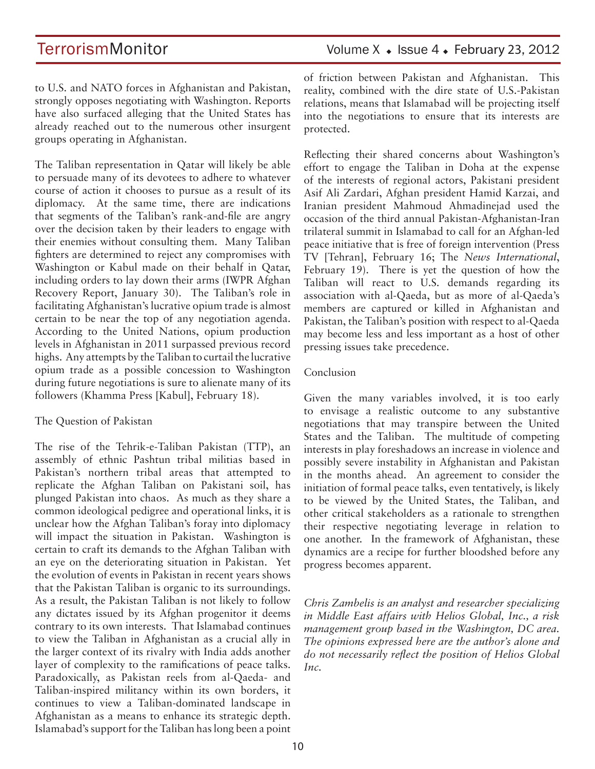to U.S. and NATO forces in Afghanistan and Pakistan, strongly opposes negotiating with Washington. Reports have also surfaced alleging that the United States has already reached out to the numerous other insurgent groups operating in Afghanistan.

The Taliban representation in Qatar will likely be able to persuade many of its devotees to adhere to whatever course of action it chooses to pursue as a result of its diplomacy. At the same time, there are indications that segments of the Taliban's rank-and-file are angry over the decision taken by their leaders to engage with their enemies without consulting them. Many Taliban fighters are determined to reject any compromises with Washington or Kabul made on their behalf in Qatar, including orders to lay down their arms (IWPR Afghan Recovery Report, January 30). The Taliban's role in facilitating Afghanistan's lucrative opium trade is almost certain to be near the top of any negotiation agenda. According to the United Nations, opium production levels in Afghanistan in 2011 surpassed previous record highs. Any attempts by the Taliban to curtail the lucrative opium trade as a possible concession to Washington during future negotiations is sure to alienate many of its followers (Khamma Press [Kabul], February 18).

## The Question of Pakistan

The rise of the Tehrik-e-Taliban Pakistan (TTP), an assembly of ethnic Pashtun tribal militias based in Pakistan's northern tribal areas that attempted to replicate the Afghan Taliban on Pakistani soil, has plunged Pakistan into chaos. As much as they share a common ideological pedigree and operational links, it is unclear how the Afghan Taliban's foray into diplomacy will impact the situation in Pakistan. Washington is certain to craft its demands to the Afghan Taliban with an eye on the deteriorating situation in Pakistan. Yet the evolution of events in Pakistan in recent years shows that the Pakistan Taliban is organic to its surroundings. As a result, the Pakistan Taliban is not likely to follow any dictates issued by its Afghan progenitor it deems contrary to its own interests. That Islamabad continues to view the Taliban in Afghanistan as a crucial ally in the larger context of its rivalry with India adds another layer of complexity to the ramifications of peace talks. Paradoxically, as Pakistan reels from al-Qaeda- and Taliban-inspired militancy within its own borders, it continues to view a Taliban-dominated landscape in Afghanistan as a means to enhance its strategic depth. Islamabad's support for the Taliban has long been a point of friction between Pakistan and Afghanistan. This reality, combined with the dire state of U.S.-Pakistan relations, means that Islamabad will be projecting itself into the negotiations to ensure that its interests are protected.

Reflecting their shared concerns about Washington's effort to engage the Taliban in Doha at the expense of the interests of regional actors, Pakistani president Asif Ali Zardari, Afghan president Hamid Karzai, and Iranian president Mahmoud Ahmadinejad used the occasion of the third annual Pakistan-Afghanistan-Iran trilateral summit in Islamabad to call for an Afghan-led peace initiative that is free of foreign intervention (Press TV [Tehran], February 16; The *News International*, February 19). There is yet the question of how the Taliban will react to U.S. demands regarding its association with al-Qaeda, but as more of al-Qaeda's members are captured or killed in Afghanistan and Pakistan, the Taliban's position with respect to al-Qaeda may become less and less important as a host of other pressing issues take precedence.

## Conclusion

Given the many variables involved, it is too early to envisage a realistic outcome to any substantive negotiations that may transpire between the United States and the Taliban. The multitude of competing interests in play foreshadows an increase in violence and possibly severe instability in Afghanistan and Pakistan in the months ahead. An agreement to consider the initiation of formal peace talks, even tentatively, is likely to be viewed by the United States, the Taliban, and other critical stakeholders as a rationale to strengthen their respective negotiating leverage in relation to one another. In the framework of Afghanistan, these dynamics are a recipe for further bloodshed before any progress becomes apparent.

*Chris Zambelis is an analyst and researcher specializing in Middle East affairs with Helios Global, Inc., a risk management group based in the Washington, DC area. The opinions expressed here are the author's alone and do not necessarily reflect the position of Helios Global Inc.*